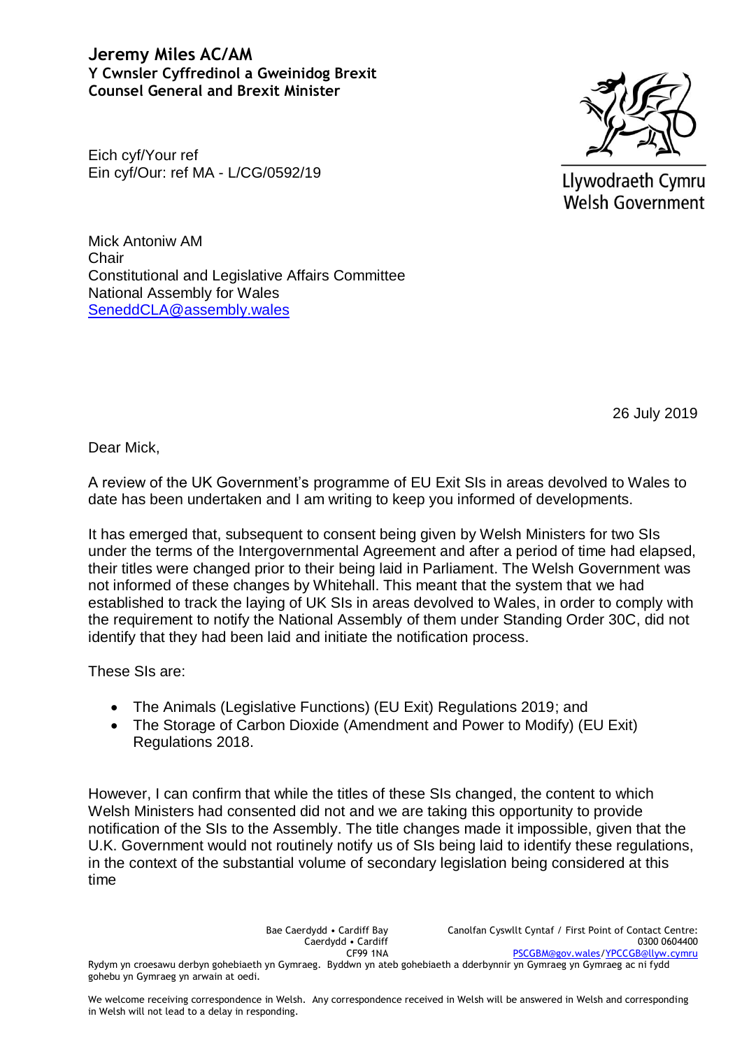**Jeremy Miles AC/AM**
**Y Cwnsler Cyffredinol a Gweinidog Brexit**
**Counsel General and Brexit Minister**

Llywodraeth Cymru
Welsh Government

Eich cyf/Your ref
Ein cyf/Our: ref MA - L/CG/0592/19

Mick Antoniw AM
Chair
Constitutional and Legislative Affairs Committee
National Assembly for Wales
SeneddCLA@assembly.wales

26 July 2019

Dear Mick,

A review of the UK Government's programme of EU Exit SIs in areas devolved to Wales to date has been undertaken and I am writing to keep you informed of developments.

It has emerged that, subsequent to consent being given by Welsh Ministers for two SIs under the terms of the Intergovernmental Agreement and after a period of time had elapsed, their titles were changed prior to their being laid in Parliament. The Welsh Government was not informed of these changes by Whitehall. This meant that the system that we had established to track the laying of UK SIs in areas devolved to Wales, in order to comply with the requirement to notify the National Assembly of them under Standing Order 30C, did not identify that they had been laid and initiate the notification process.

These SIs are:

- The Animals (Legislative Functions) (EU Exit) Regulations 2019; and
- The Storage of Carbon Dioxide (Amendment and Power to Modify) (EU Exit) Regulations 2018.

However, I can confirm that while the titles of these SIs changed, the content to which Welsh Ministers had consented did not and we are taking this opportunity to provide notification of the SIs to the Assembly. The title changes made it impossible, given that the U.K. Government would not routinely notify us of SIs being laid to identify these regulations, in the context of the substantial volume of secondary legislation being considered at this time

Bae Caerdydd • Cardiff Bay
Caerdydd • Cardiff
CF99 1NA

Canolfan Cyswllt Cyntaf / First Point of Contact Centre:
0300 0604400
PSCGBM@gov.wales/YPCCGB@llyw.cymru

Rydym yn croesawu derbyn gohebiaeth yn Gymraeg. Byddwn yn ateb gohebiaeth a dderbynnir yn Gymraeg yn Gymraeg ac ni fydd gohebu yn Gymraeg yn arwain at oedi.

We welcome receiving correspondence in Welsh. Any correspondence received in Welsh will be answered in Welsh and corresponding in Welsh will not lead to a delay in responding.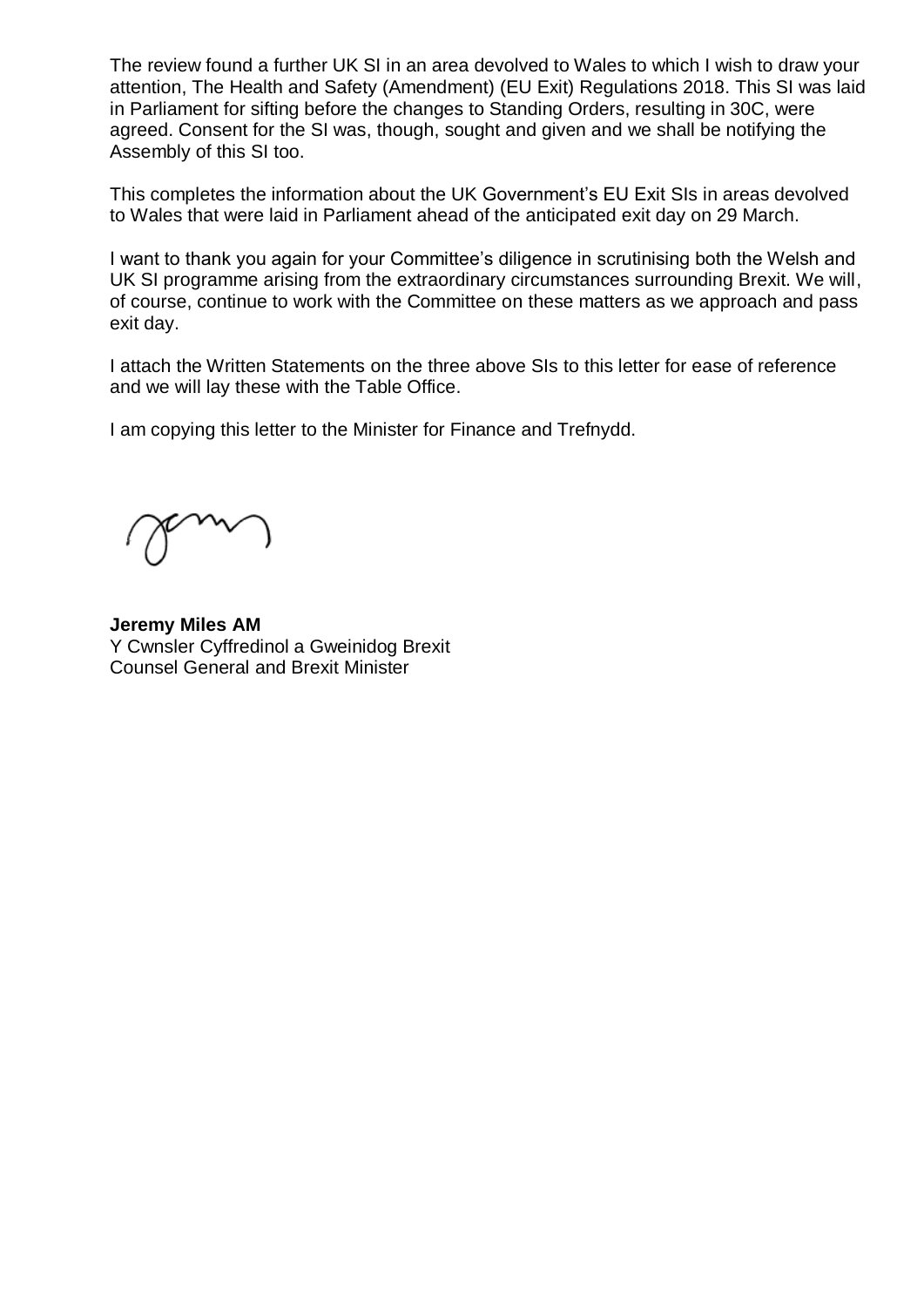The review found a further UK SI in an area devolved to Wales to which I wish to draw your attention, The Health and Safety (Amendment) (EU Exit) Regulations 2018. This SI was laid in Parliament for sifting before the changes to Standing Orders, resulting in 30C, were agreed. Consent for the SI was, though, sought and given and we shall be notifying the Assembly of this SI too.

This completes the information about the UK Government's EU Exit SIs in areas devolved to Wales that were laid in Parliament ahead of the anticipated exit day on 29 March.

I want to thank you again for your Committee's diligence in scrutinising both the Welsh and UK SI programme arising from the extraordinary circumstances surrounding Brexit. We will, of course, continue to work with the Committee on these matters as we approach and pass exit day.

I attach the Written Statements on the three above SIs to this letter for ease of reference and we will lay these with the Table Office.

I am copying this letter to the Minister for Finance and Trefnydd.

**Jeremy Miles AM**
Y Cwnsler Cyffredinol a Gweinidog Brexit
Counsel General and Brexit Minister